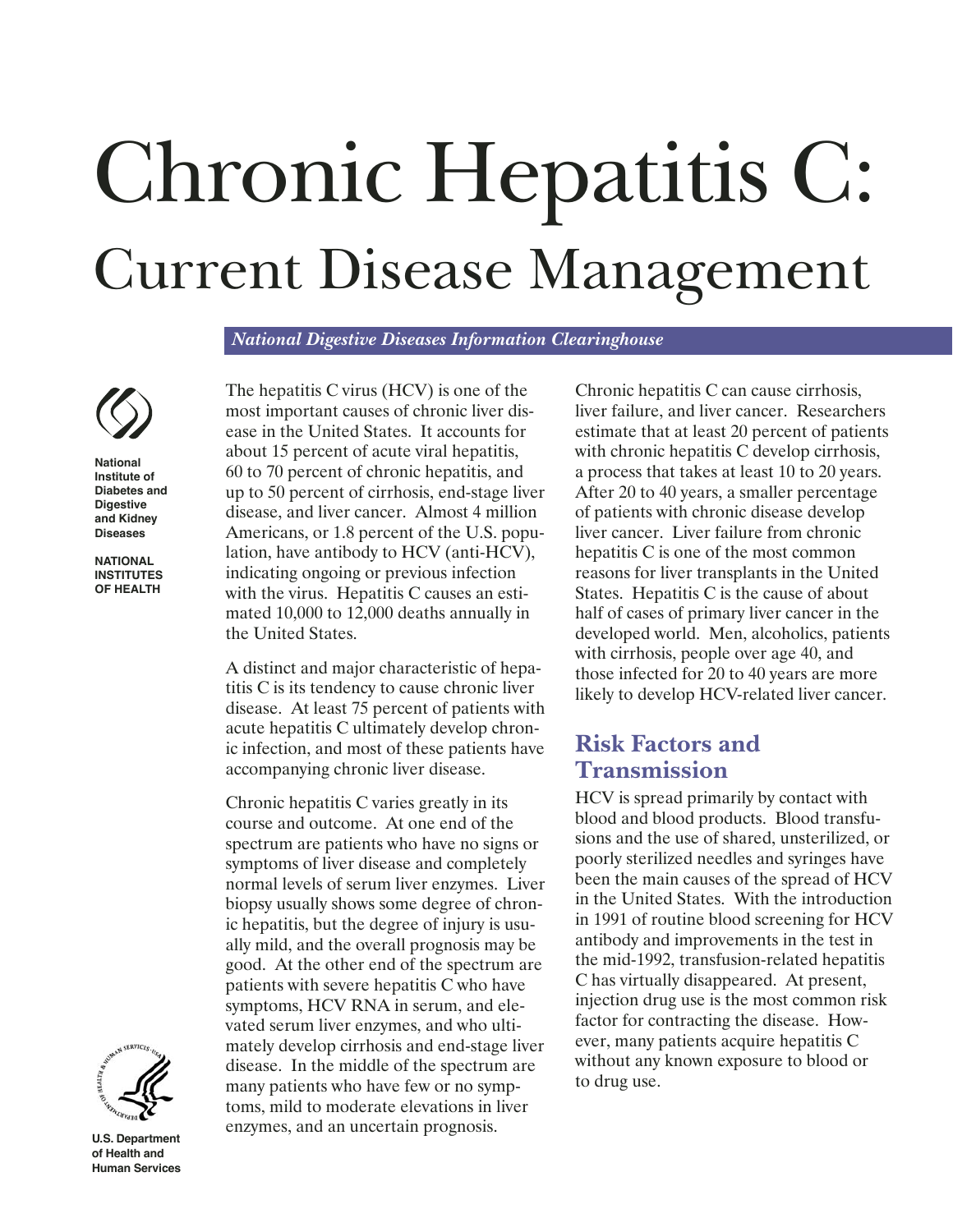# Chronic Hepatitis C: Current Disease Management

*National Digestive Diseases Information Clearinghouse*

National Institute of Diabetes and Digestive and Kidney Diseases

NATIONAL INSTITUTES OF HEALTH

U.S. Department of Health and Human Services

The hepatitis C virus (HCV) is one of the most important causes of chronic liver disease in the United States. It accounts for about 15 percent of acute viral hepatitis, 60 to 70 percent of chronic hepatitis, and up to 50 percent of cirrhosis, end-stage liver disease, and liver cancer. Almost 4 million Americans, or 1.8 percent of the U.S. population, have antibody to HCV (anti-HCV), indicating ongoing or previous infection with the virus. Hepatitis C causes an estimated 10,000 to 12,000 deaths annually in the United States.

A distinct and major characteristic of hepatitis C is its tendency to cause chronic liver disease. At least 75 percent of patients with acute hepatitis C ultimately develop chronic infection, and most of these patients have accompanying chronic liver disease.

Chronic hepatitis C varies greatly in its course and outcome. At one end of the spectrum are patients who have no signs or symptoms of liver disease and completely normal levels of serum liver enzymes. Liver biopsy usually shows some degree of chronic hepatitis, but the degree of injury is usually mild, and the overall prognosis may be good. At the other end of the spectrum are patients with severe hepatitis C who have symptoms, HCV RNA in serum, and elevated serum liver enzymes, and who ultimately develop cirrhosis and end-stage liver disease. In the middle of the spectrum are many patients who have few or no symptoms, mild to moderate elevations in liver enzymes, and an uncertain prognosis.

Chronic hepatitis C can cause cirrhosis, liver failure, and liver cancer. Researchers estimate that at least 20 percent of patients with chronic hepatitis C develop cirrhosis, a process that takes at least 10 to 20 years. After 20 to 40 years, a smaller percentage of patients with chronic disease develop liver cancer. Liver failure from chronic hepatitis C is one of the most common reasons for liver transplants in the United States. Hepatitis C is the cause of about half of cases of primary liver cancer in the developed world. Men, alcoholics, patients with cirrhosis, people over age 40, and those infected for 20 to 40 years are more likely to develop HCV-related liver cancer.

## Risk Factors and Transmission

HCV is spread primarily by contact with blood and blood products. Blood transfusions and the use of shared, unsterilized, or poorly sterilized needles and syringes have been the main causes of the spread of HCV in the United States. With the introduction in 1991 of routine blood screening for HCV antibody and improvements in the test in the mid-1992, transfusion-related hepatitis C has virtually disappeared. At present, injection drug use is the most common risk factor for contracting the disease. However, many patients acquire hepatitis C without any known exposure to blood or to drug use.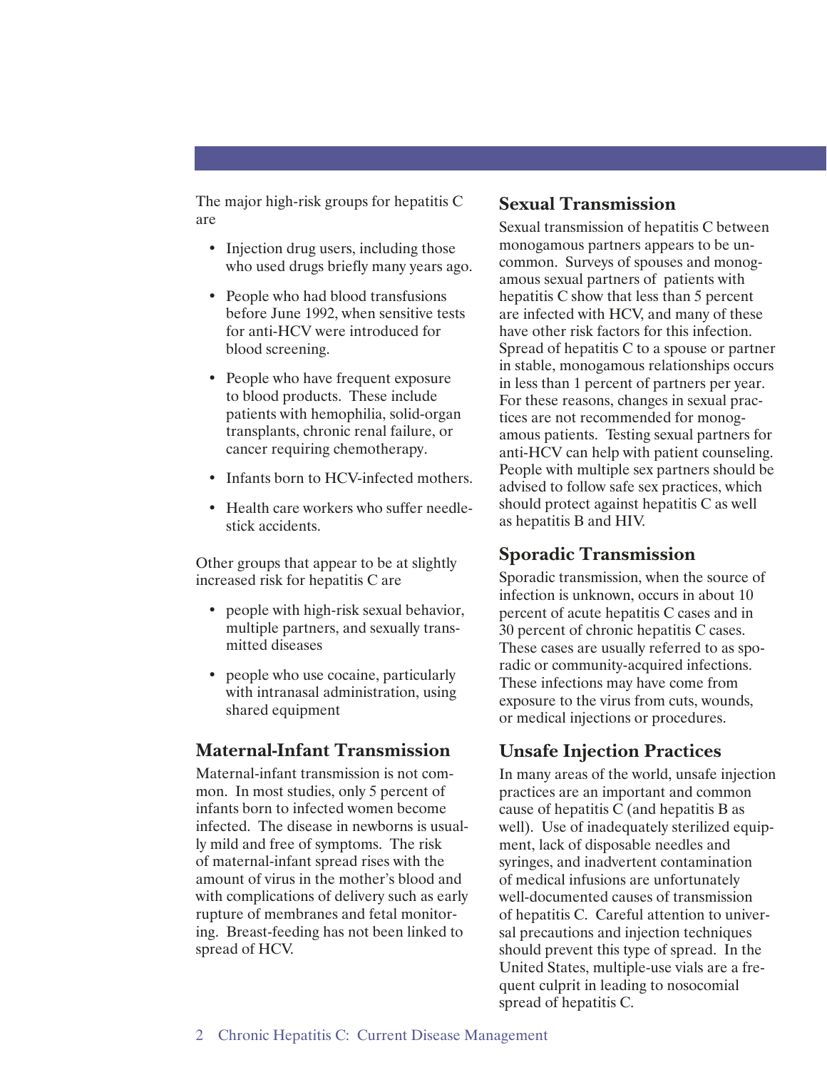The major high-risk groups for hepatitis C are

- Injection drug users, including those who used drugs briefly many years ago.
- People who had blood transfusions before June 1992, when sensitive tests for anti-HCV were introduced for blood screening.
- People who have frequent exposure to blood products. These include patients with hemophilia, solid-organ transplants, chronic renal failure, or cancer requiring chemotherapy.
- Infants born to HCV-infected mothers.
- Health care workers who suffer needle-stick accidents.

Other groups that appear to be at slightly increased risk for hepatitis C are

- people with high-risk sexual behavior, multiple partners, and sexually transmitted diseases
- people who use cocaine, particularly with intranasal administration, using shared equipment

## Maternal-Infant Transmission

Maternal-infant transmission is not common. In most studies, only 5 percent of infants born to infected women become infected. The disease in newborns is usually mild and free of symptoms. The risk of maternal-infant spread rises with the amount of virus in the mother's blood and with complications of delivery such as early rupture of membranes and fetal monitoring. Breast-feeding has not been linked to spread of HCV.

## Sexual Transmission

Sexual transmission of hepatitis C between monogamous partners appears to be uncommon. Surveys of spouses and monogamous sexual partners of patients with hepatitis C show that less than 5 percent are infected with HCV, and many of these have other risk factors for this infection. Spread of hepatitis C to a spouse or partner in stable, monogamous relationships occurs in less than 1 percent of partners per year. For these reasons, changes in sexual practices are not recommended for monogamous patients. Testing sexual partners for anti-HCV can help with patient counseling. People with multiple sex partners should be advised to follow safe sex practices, which should protect against hepatitis C as well as hepatitis B and HIV.

## Sporadic Transmission

Sporadic transmission, when the source of infection is unknown, occurs in about 10 percent of acute hepatitis C cases and in 30 percent of chronic hepatitis C cases. These cases are usually referred to as sporadic or community-acquired infections. These infections may have come from exposure to the virus from cuts, wounds, or medical injections or procedures.

## Unsafe Injection Practices

In many areas of the world, unsafe injection practices are an important and common cause of hepatitis C (and hepatitis B as well). Use of inadequately sterilized equipment, lack of disposable needles and syringes, and inadvertent contamination of medical infusions are unfortunately well-documented causes of transmission of hepatitis C. Careful attention to universal precautions and injection techniques should prevent this type of spread. In the United States, multiple-use vials are a frequent culprit in leading to nosocomial spread of hepatitis C.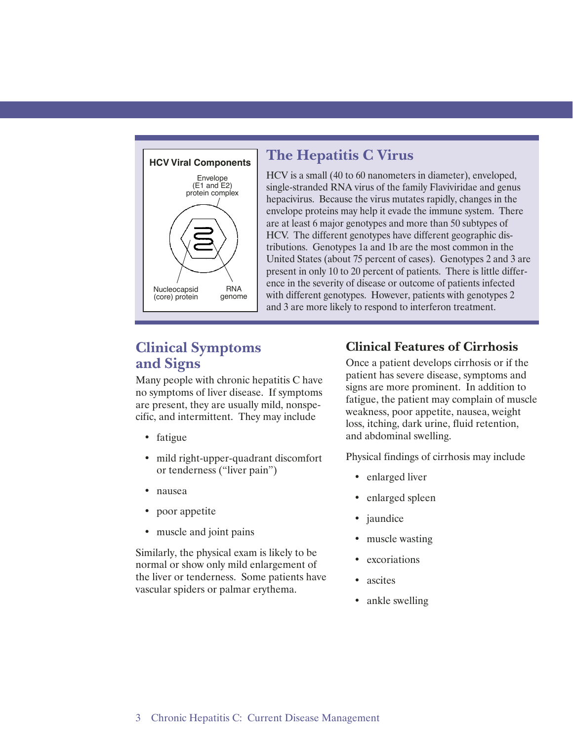**HCV Viral Components**

Envelope (E1 and E2) protein complex

Nucleocapsid (core) protein

RNA genome

## The Hepatitis C Virus

HCV is a small (40 to 60 nanometers in diameter), enveloped, single-stranded RNA virus of the family Flaviviridae and genus hepacivirus. Because the virus mutates rapidly, changes in the envelope proteins may help it evade the immune system. There are at least 6 major genotypes and more than 50 subtypes of HCV. The different genotypes have different geographic distributions. Genotypes 1a and 1b are the most common in the United States (about 75 percent of cases). Genotypes 2 and 3 are present in only 10 to 20 percent of patients. There is little difference in the severity of disease or outcome of patients infected with different genotypes. However, patients with genotypes 2 and 3 are more likely to respond to interferon treatment.

## Clinical Symptoms and Signs

Many people with chronic hepatitis C have no symptoms of liver disease. If symptoms are present, they are usually mild, nonspecific, and intermittent. They may include

- fatigue
- mild right-upper-quadrant discomfort or tenderness ("liver pain")
- nausea
- poor appetite
- muscle and joint pains

Similarly, the physical exam is likely to be normal or show only mild enlargement of the liver or tenderness. Some patients have vascular spiders or palmar erythema.

## Clinical Features of Cirrhosis

Once a patient develops cirrhosis or if the patient has severe disease, symptoms and signs are more prominent. In addition to fatigue, the patient may complain of muscle weakness, poor appetite, nausea, weight loss, itching, dark urine, fluid retention, and abdominal swelling.

Physical findings of cirrhosis may include

- enlarged liver
- enlarged spleen
- jaundice
- muscle wasting
- excoriations
- ascites
- ankle swelling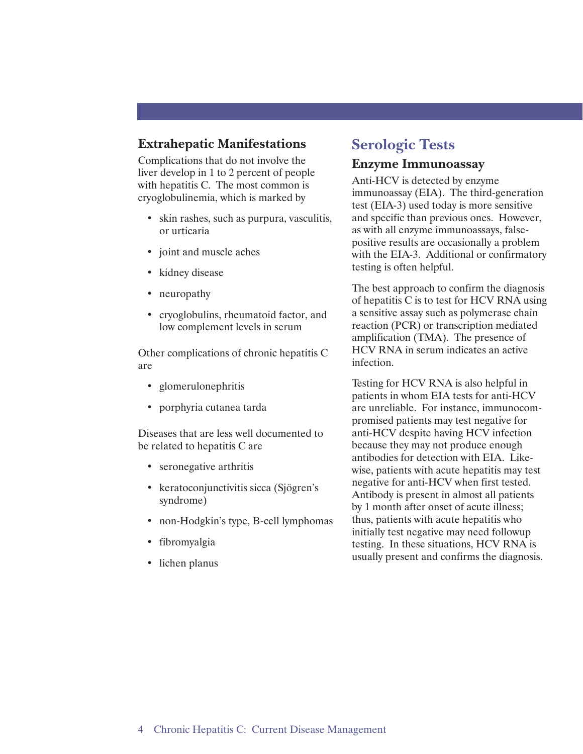## Extrahepatic Manifestations

Complications that do not involve the liver develop in 1 to 2 percent of people with hepatitis C. The most common is cryoglobulinemia, which is marked by

- skin rashes, such as purpura, vasculitis, or urticaria
- joint and muscle aches
- kidney disease
- neuropathy
- cryoglobulins, rheumatoid factor, and low complement levels in serum

Other complications of chronic hepatitis C are

- glomerulonephritis
- porphyria cutanea tarda

Diseases that are less well documented to be related to hepatitis C are

- seronegative arthritis
- keratoconjunctivitis sicca (Sjögren's syndrome)
- non-Hodgkin's type, B-cell lymphomas
- fibromyalgia
- lichen planus

# Serologic Tests

## Enzyme Immunoassay

Anti-HCV is detected by enzyme immunoassay (EIA). The third-generation test (EIA-3) used today is more sensitive and specific than previous ones. However, as with all enzyme immunoassays, false-positive results are occasionally a problem with the EIA-3. Additional or confirmatory testing is often helpful.

The best approach to confirm the diagnosis of hepatitis C is to test for HCV RNA using a sensitive assay such as polymerase chain reaction (PCR) or transcription mediated amplification (TMA). The presence of HCV RNA in serum indicates an active infection.

Testing for HCV RNA is also helpful in patients in whom EIA tests for anti-HCV are unreliable. For instance, immunocompromised patients may test negative for anti-HCV despite having HCV infection because they may not produce enough antibodies for detection with EIA. Likewise, patients with acute hepatitis may test negative for anti-HCV when first tested. Antibody is present in almost all patients by 1 month after onset of acute illness; thus, patients with acute hepatitis who initially test negative may need followup testing. In these situations, HCV RNA is usually present and confirms the diagnosis.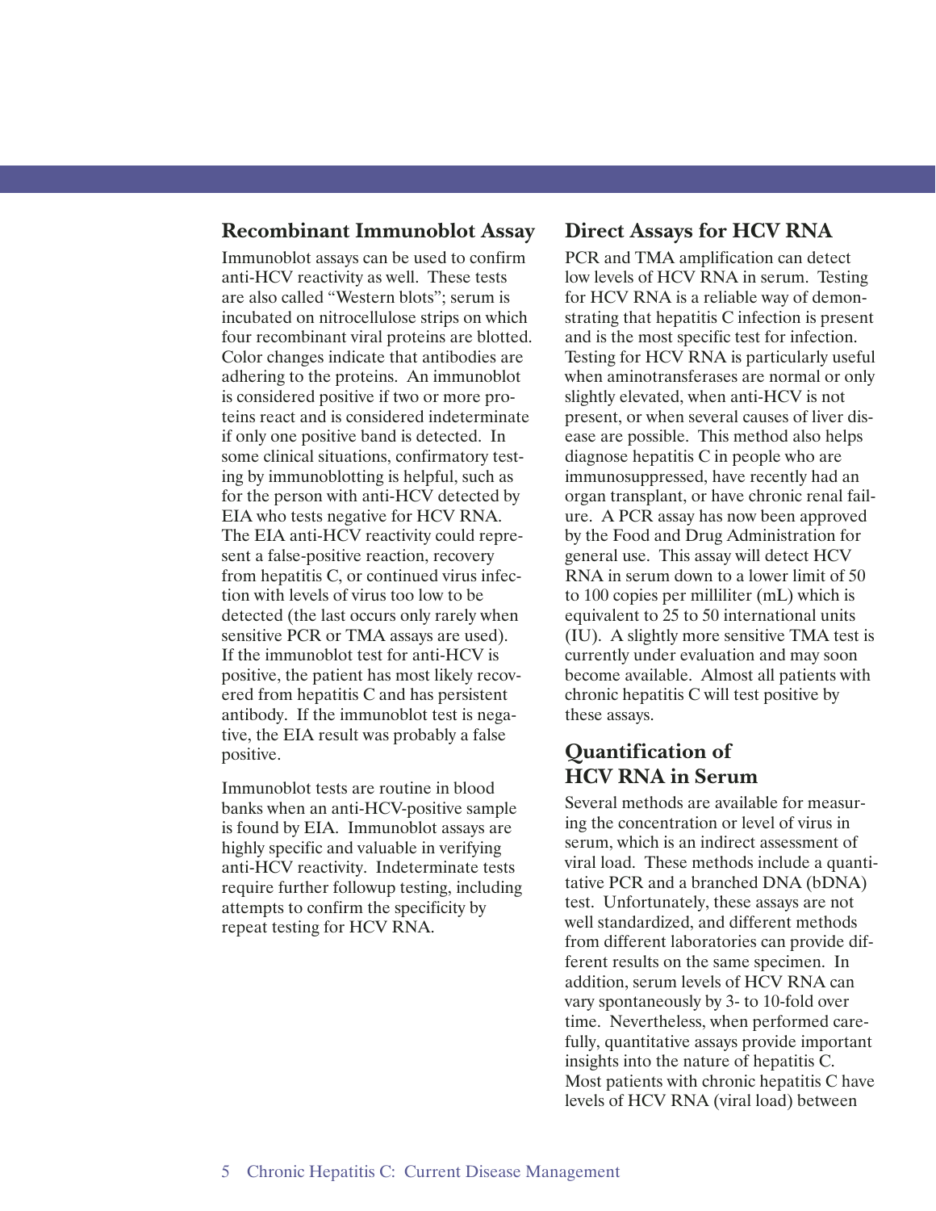## Recombinant Immunoblot Assay

Immunoblot assays can be used to confirm anti-HCV reactivity as well. These tests are also called "Western blots"; serum is incubated on nitrocellulose strips on which four recombinant viral proteins are blotted. Color changes indicate that antibodies are adhering to the proteins. An immunoblot is considered positive if two or more proteins react and is considered indeterminate if only one positive band is detected. In some clinical situations, confirmatory testing by immunoblotting is helpful, such as for the person with anti-HCV detected by EIA who tests negative for HCV RNA. The EIA anti-HCV reactivity could represent a false-positive reaction, recovery from hepatitis C, or continued virus infection with levels of virus too low to be detected (the last occurs only rarely when sensitive PCR or TMA assays are used). If the immunoblot test for anti-HCV is positive, the patient has most likely recovered from hepatitis C and has persistent antibody. If the immunoblot test is negative, the EIA result was probably a false positive.

Immunoblot tests are routine in blood banks when an anti-HCV-positive sample is found by EIA. Immunoblot assays are highly specific and valuable in verifying anti-HCV reactivity. Indeterminate tests require further followup testing, including attempts to confirm the specificity by repeat testing for HCV RNA.

## Direct Assays for HCV RNA

PCR and TMA amplification can detect low levels of HCV RNA in serum. Testing for HCV RNA is a reliable way of demonstrating that hepatitis C infection is present and is the most specific test for infection. Testing for HCV RNA is particularly useful when aminotransferases are normal or only slightly elevated, when anti-HCV is not present, or when several causes of liver disease are possible. This method also helps diagnose hepatitis C in people who are immunosuppressed, have recently had an organ transplant, or have chronic renal failure. A PCR assay has now been approved by the Food and Drug Administration for general use. This assay will detect HCV RNA in serum down to a lower limit of 50 to 100 copies per milliliter (mL) which is equivalent to 25 to 50 international units (IU). A slightly more sensitive TMA test is currently under evaluation and may soon become available. Almost all patients with chronic hepatitis C will test positive by these assays.

## Quantification of HCV RNA in Serum

Several methods are available for measuring the concentration or level of virus in serum, which is an indirect assessment of viral load. These methods include a quantitative PCR and a branched DNA (bDNA) test. Unfortunately, these assays are not well standardized, and different methods from different laboratories can provide different results on the same specimen. In addition, serum levels of HCV RNA can vary spontaneously by 3- to 10-fold over time. Nevertheless, when performed carefully, quantitative assays provide important insights into the nature of hepatitis C. Most patients with chronic hepatitis C have levels of HCV RNA (viral load) between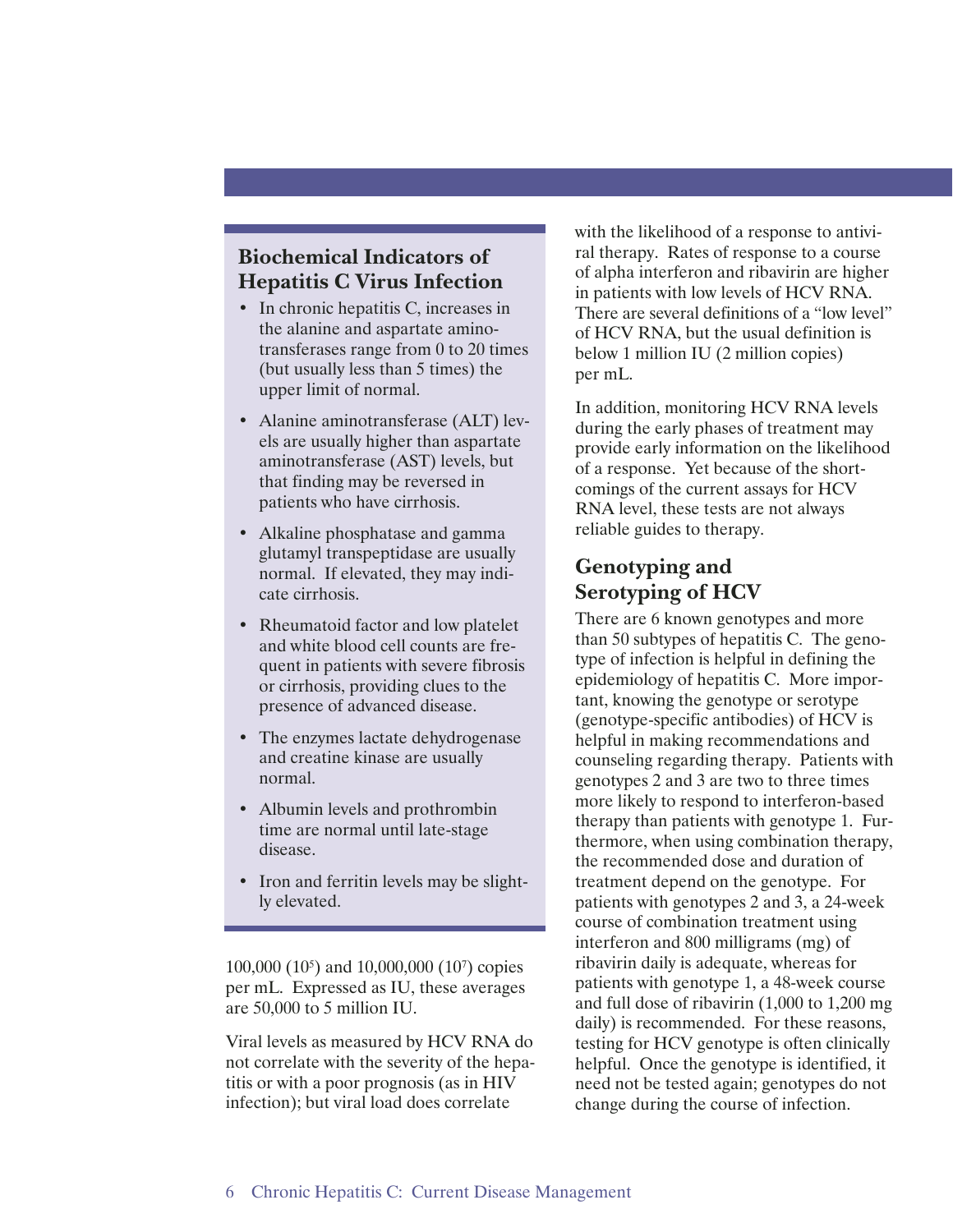## Biochemical Indicators of Hepatitis C Virus Infection

- In chronic hepatitis C, increases in the alanine and aspartate aminotransferases range from 0 to 20 times (but usually less than 5 times) the upper limit of normal.
- Alanine aminotransferase (ALT) levels are usually higher than aspartate aminotransferase (AST) levels, but that finding may be reversed in patients who have cirrhosis.
- Alkaline phosphatase and gamma glutamyl transpeptidase are usually normal. If elevated, they may indicate cirrhosis.
- Rheumatoid factor and low platelet and white blood cell counts are frequent in patients with severe fibrosis or cirrhosis, providing clues to the presence of advanced disease.
- The enzymes lactate dehydrogenase and creatine kinase are usually normal.
- Albumin levels and prothrombin time are normal until late-stage disease.
- Iron and ferritin levels may be slightly elevated.

100,000 ($10^5$) and 10,000,000 ($10^7$) copies per mL. Expressed as IU, these averages are 50,000 to 5 million IU.

Viral levels as measured by HCV RNA do not correlate with the severity of the hepatitis or with a poor prognosis (as in HIV infection); but viral load does correlate with the likelihood of a response to antiviral therapy. Rates of response to a course of alpha interferon and ribavirin are higher in patients with low levels of HCV RNA. There are several definitions of a "low level" of HCV RNA, but the usual definition is below 1 million IU (2 million copies) per mL.

In addition, monitoring HCV RNA levels during the early phases of treatment may provide early information on the likelihood of a response. Yet because of the shortcomings of the current assays for HCV RNA level, these tests are not always reliable guides to therapy.

## Genotyping and Serotyping of HCV

There are 6 known genotypes and more than 50 subtypes of hepatitis C. The genotype of infection is helpful in defining the epidemiology of hepatitis C. More important, knowing the genotype or serotype (genotype-specific antibodies) of HCV is helpful in making recommendations and counseling regarding therapy. Patients with genotypes 2 and 3 are two to three times more likely to respond to interferon-based therapy than patients with genotype 1. Furthermore, when using combination therapy, the recommended dose and duration of treatment depend on the genotype. For patients with genotypes 2 and 3, a 24-week course of combination treatment using interferon and 800 milligrams (mg) of ribavirin daily is adequate, whereas for patients with genotype 1, a 48-week course and full dose of ribavirin (1,000 to 1,200 mg daily) is recommended. For these reasons, testing for HCV genotype is often clinically helpful. Once the genotype is identified, it need not be tested again; genotypes do not change during the course of infection.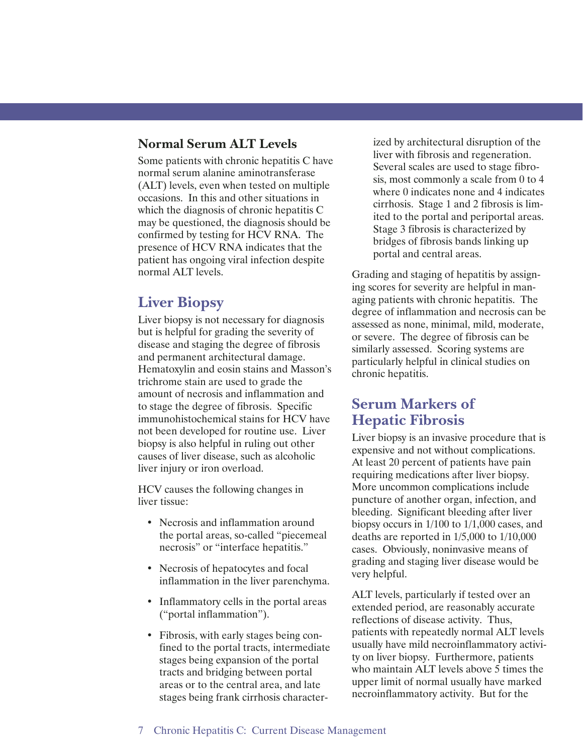### Normal Serum ALT Levels

Some patients with chronic hepatitis C have normal serum alanine aminotransferase (ALT) levels, even when tested on multiple occasions. In this and other situations in which the diagnosis of chronic hepatitis C may be questioned, the diagnosis should be confirmed by testing for HCV RNA. The presence of HCV RNA indicates that the patient has ongoing viral infection despite normal ALT levels.

## Liver Biopsy

Liver biopsy is not necessary for diagnosis but is helpful for grading the severity of disease and staging the degree of fibrosis and permanent architectural damage. Hematoxylin and eosin stains and Masson's trichrome stain are used to grade the amount of necrosis and inflammation and to stage the degree of fibrosis. Specific immunohistochemical stains for HCV have not been developed for routine use. Liver biopsy is also helpful in ruling out other causes of liver disease, such as alcoholic liver injury or iron overload.

HCV causes the following changes in liver tissue:

- Necrosis and inflammation around the portal areas, so-called "piecemeal necrosis" or "interface hepatitis."
- Necrosis of hepatocytes and focal inflammation in the liver parenchyma.
- Inflammatory cells in the portal areas ("portal inflammation").
- Fibrosis, with early stages being confined to the portal tracts, intermediate stages being expansion of the portal tracts and bridging between portal areas or to the central area, and late stages being frank cirrhosis characterized by architectural disruption of the liver with fibrosis and regeneration. Several scales are used to stage fibrosis, most commonly a scale from 0 to 4 where 0 indicates none and 4 indicates cirrhosis. Stage 1 and 2 fibrosis is limited to the portal and periportal areas. Stage 3 fibrosis is characterized by bridges of fibrosis bands linking up portal and central areas.

Grading and staging of hepatitis by assigning scores for severity are helpful in managing patients with chronic hepatitis. The degree of inflammation and necrosis can be assessed as none, minimal, mild, moderate, or severe. The degree of fibrosis can be similarly assessed. Scoring systems are particularly helpful in clinical studies on chronic hepatitis.

## Serum Markers of Hepatic Fibrosis

Liver biopsy is an invasive procedure that is expensive and not without complications. At least 20 percent of patients have pain requiring medications after liver biopsy. More uncommon complications include puncture of another organ, infection, and bleeding. Significant bleeding after liver biopsy occurs in 1/100 to 1/1,000 cases, and deaths are reported in 1/5,000 to 1/10,000 cases. Obviously, noninvasive means of grading and staging liver disease would be very helpful.

ALT levels, particularly if tested over an extended period, are reasonably accurate reflections of disease activity. Thus, patients with repeatedly normal ALT levels usually have mild necroinflammatory activity on liver biopsy. Furthermore, patients who maintain ALT levels above 5 times the upper limit of normal usually have marked necroinflammatory activity. But for the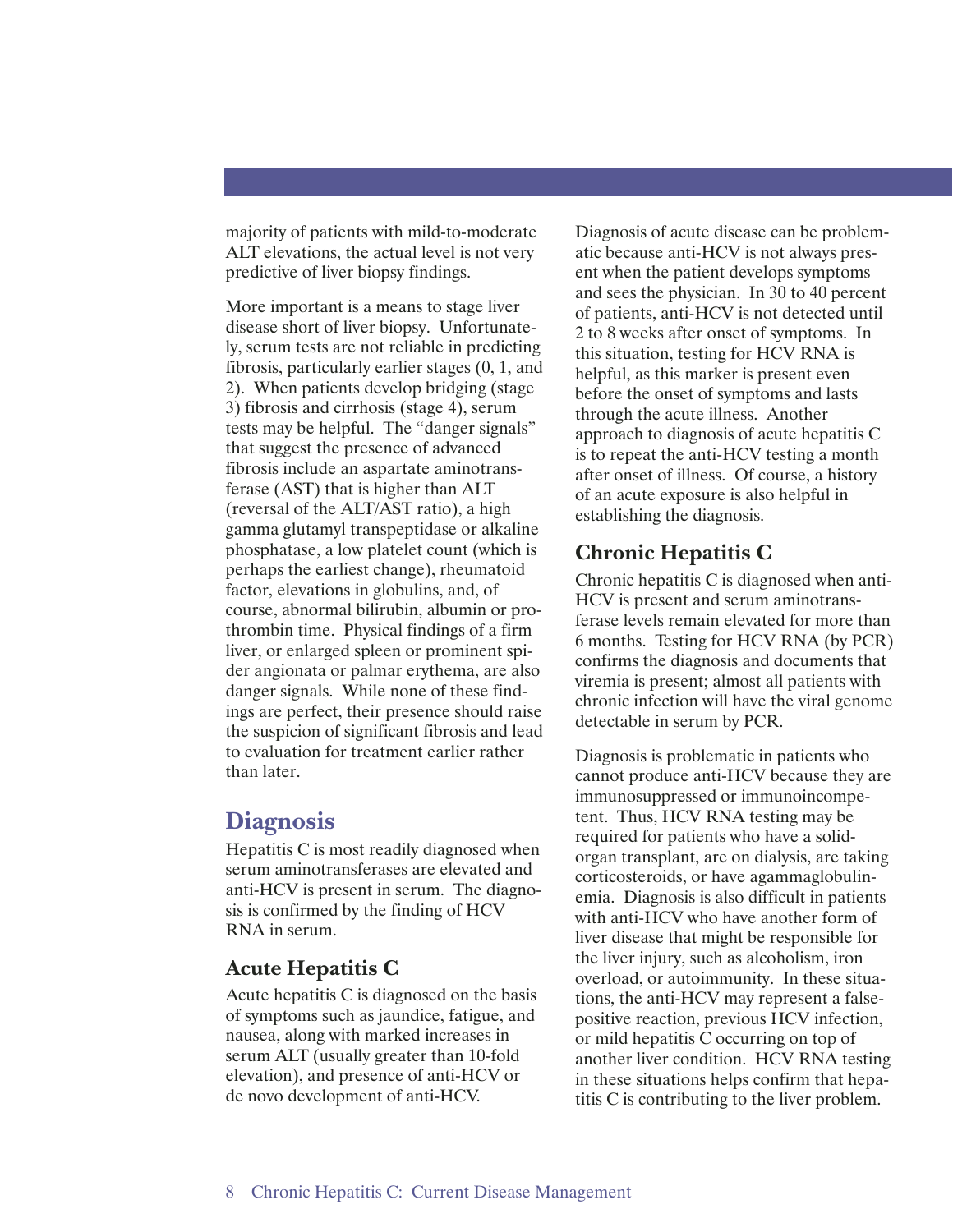majority of patients with mild-to-moderate ALT elevations, the actual level is not very predictive of liver biopsy findings.

More important is a means to stage liver disease short of liver biopsy. Unfortunately, serum tests are not reliable in predicting fibrosis, particularly earlier stages (0, 1, and 2). When patients develop bridging (stage 3) fibrosis and cirrhosis (stage 4), serum tests may be helpful. The "danger signals" that suggest the presence of advanced fibrosis include an aspartate aminotransferase (AST) that is higher than ALT (reversal of the ALT/AST ratio), a high gamma glutamyl transpeptidase or alkaline phosphatase, a low platelet count (which is perhaps the earliest change), rheumatoid factor, elevations in globulins, and, of course, abnormal bilirubin, albumin or prothrombin time. Physical findings of a firm liver, or enlarged spleen or prominent spider angionata or palmar erythema, are also danger signals. While none of these findings are perfect, their presence should raise the suspicion of significant fibrosis and lead to evaluation for treatment earlier rather than later.

## Diagnosis

Hepatitis C is most readily diagnosed when serum aminotransferases are elevated and anti-HCV is present in serum. The diagnosis is confirmed by the finding of HCV RNA in serum.

### Acute Hepatitis C

Acute hepatitis C is diagnosed on the basis of symptoms such as jaundice, fatigue, and nausea, along with marked increases in serum ALT (usually greater than 10-fold elevation), and presence of anti-HCV or de novo development of anti-HCV.

Diagnosis of acute disease can be problematic because anti-HCV is not always present when the patient develops symptoms and sees the physician. In 30 to 40 percent of patients, anti-HCV is not detected until 2 to 8 weeks after onset of symptoms. In this situation, testing for HCV RNA is helpful, as this marker is present even before the onset of symptoms and lasts through the acute illness. Another approach to diagnosis of acute hepatitis C is to repeat the anti-HCV testing a month after onset of illness. Of course, a history of an acute exposure is also helpful in establishing the diagnosis.

### Chronic Hepatitis C

Chronic hepatitis C is diagnosed when anti-HCV is present and serum aminotransferase levels remain elevated for more than 6 months. Testing for HCV RNA (by PCR) confirms the diagnosis and documents that viremia is present; almost all patients with chronic infection will have the viral genome detectable in serum by PCR.

Diagnosis is problematic in patients who cannot produce anti-HCV because they are immunosuppressed or immunoincompetent. Thus, HCV RNA testing may be required for patients who have a solid-organ transplant, are on dialysis, are taking corticosteroids, or have agammaglobulinemia. Diagnosis is also difficult in patients with anti-HCV who have another form of liver disease that might be responsible for the liver injury, such as alcoholism, iron overload, or autoimmunity. In these situations, the anti-HCV may represent a false-positive reaction, previous HCV infection, or mild hepatitis C occurring on top of another liver condition. HCV RNA testing in these situations helps confirm that hepatitis C is contributing to the liver problem.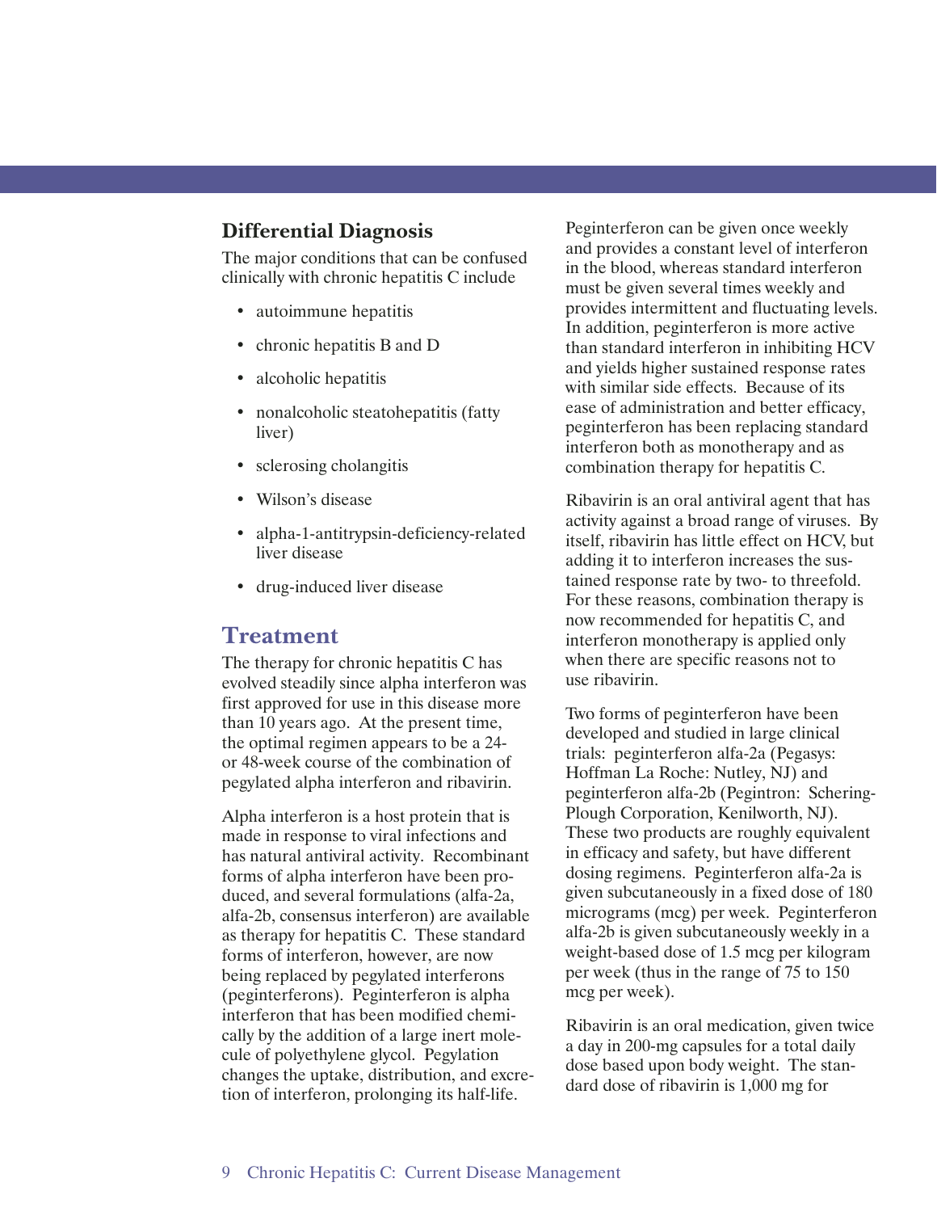## Differential Diagnosis

The major conditions that can be confused clinically with chronic hepatitis C include

- autoimmune hepatitis
- chronic hepatitis B and D
- alcoholic hepatitis
- nonalcoholic steatohepatitis (fatty liver)
- sclerosing cholangitis
- Wilson's disease
- alpha-1-antitrypsin-deficiency-related liver disease
- drug-induced liver disease

# Treatment

The therapy for chronic hepatitis C has evolved steadily since alpha interferon was first approved for use in this disease more than 10 years ago. At the present time, the optimal regimen appears to be a 24- or 48-week course of the combination of pegylated alpha interferon and ribavirin.

Alpha interferon is a host protein that is made in response to viral infections and has natural antiviral activity. Recombinant forms of alpha interferon have been produced, and several formulations (alfa-2a, alfa-2b, consensus interferon) are available as therapy for hepatitis C. These standard forms of interferon, however, are now being replaced by pegylated interferons (peginterferons). Peginterferon is alpha interferon that has been modified chemically by the addition of a large inert molecule of polyethylene glycol. Pegylation changes the uptake, distribution, and excretion of interferon, prolonging its half-life.

Peginterferon can be given once weekly and provides a constant level of interferon in the blood, whereas standard interferon must be given several times weekly and provides intermittent and fluctuating levels. In addition, peginterferon is more active than standard interferon in inhibiting HCV and yields higher sustained response rates with similar side effects. Because of its ease of administration and better efficacy, peginterferon has been replacing standard interferon both as monotherapy and as combination therapy for hepatitis C.

Ribavirin is an oral antiviral agent that has activity against a broad range of viruses. By itself, ribavirin has little effect on HCV, but adding it to interferon increases the sustained response rate by two- to threefold. For these reasons, combination therapy is now recommended for hepatitis C, and interferon monotherapy is applied only when there are specific reasons not to use ribavirin.

Two forms of peginterferon have been developed and studied in large clinical trials: peginterferon alfa-2a (Pegasys: Hoffman La Roche: Nutley, NJ) and peginterferon alfa-2b (Pegintron: Schering-Plough Corporation, Kenilworth, NJ). These two products are roughly equivalent in efficacy and safety, but have different dosing regimens. Peginterferon alfa-2a is given subcutaneously in a fixed dose of 180 micrograms (mcg) per week. Peginterferon alfa-2b is given subcutaneously weekly in a weight-based dose of 1.5 mcg per kilogram per week (thus in the range of 75 to 150 mcg per week).

Ribavirin is an oral medication, given twice a day in 200-mg capsules for a total daily dose based upon body weight. The standard dose of ribavirin is 1,000 mg for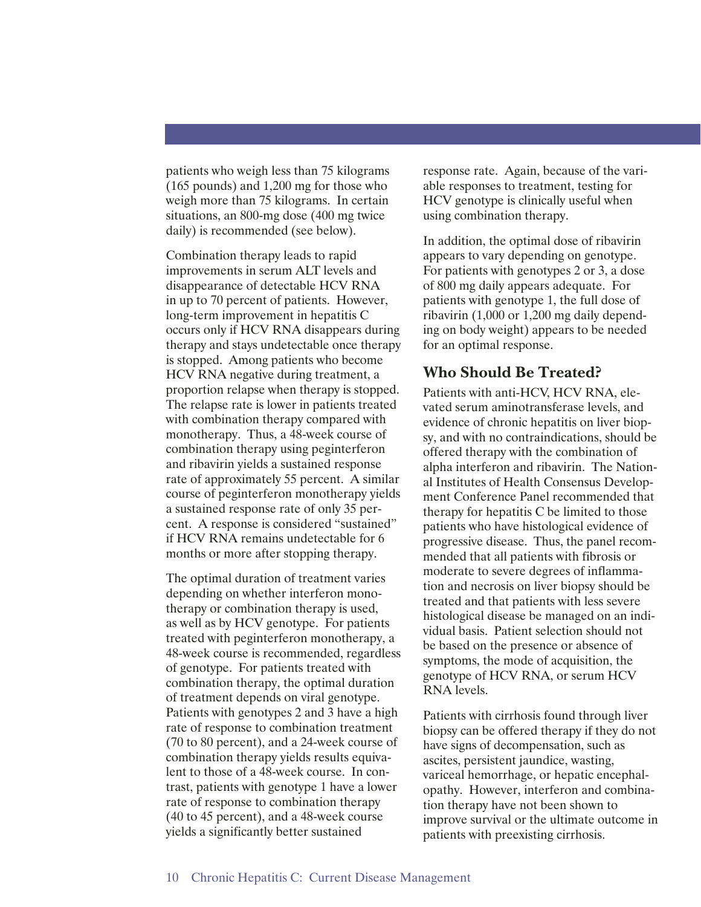patients who weigh less than 75 kilograms (165 pounds) and 1,200 mg for those who weigh more than 75 kilograms. In certain situations, an 800-mg dose (400 mg twice daily) is recommended (see below).

Combination therapy leads to rapid improvements in serum ALT levels and disappearance of detectable HCV RNA in up to 70 percent of patients. However, long-term improvement in hepatitis C occurs only if HCV RNA disappears during therapy and stays undetectable once therapy is stopped. Among patients who become HCV RNA negative during treatment, a proportion relapse when therapy is stopped. The relapse rate is lower in patients treated with combination therapy compared with monotherapy. Thus, a 48-week course of combination therapy using peginterferon and ribavirin yields a sustained response rate of approximately 55 percent. A similar course of peginterferon monotherapy yields a sustained response rate of only 35 percent. A response is considered "sustained" if HCV RNA remains undetectable for 6 months or more after stopping therapy.

The optimal duration of treatment varies depending on whether interferon monotherapy or combination therapy is used, as well as by HCV genotype. For patients treated with peginterferon monotherapy, a 48-week course is recommended, regardless of genotype. For patients treated with combination therapy, the optimal duration of treatment depends on viral genotype. Patients with genotypes 2 and 3 have a high rate of response to combination treatment (70 to 80 percent), and a 24-week course of combination therapy yields results equivalent to those of a 48-week course. In contrast, patients with genotype 1 have a lower rate of response to combination therapy (40 to 45 percent), and a 48-week course yields a significantly better sustained response rate. Again, because of the variable responses to treatment, testing for HCV genotype is clinically useful when using combination therapy.

In addition, the optimal dose of ribavirin appears to vary depending on genotype. For patients with genotypes 2 or 3, a dose of 800 mg daily appears adequate. For patients with genotype 1, the full dose of ribavirin (1,000 or 1,200 mg daily depending on body weight) appears to be needed for an optimal response.

## Who Should Be Treated?

Patients with anti-HCV, HCV RNA, elevated serum aminotransferase levels, and evidence of chronic hepatitis on liver biopsy, and with no contraindications, should be offered therapy with the combination of alpha interferon and ribavirin. The National Institutes of Health Consensus Development Conference Panel recommended that therapy for hepatitis C be limited to those patients who have histological evidence of progressive disease. Thus, the panel recommended that all patients with fibrosis or moderate to severe degrees of inflammation and necrosis on liver biopsy should be treated and that patients with less severe histological disease be managed on an individual basis. Patient selection should not be based on the presence or absence of symptoms, the mode of acquisition, the genotype of HCV RNA, or serum HCV RNA levels.

Patients with cirrhosis found through liver biopsy can be offered therapy if they do not have signs of decompensation, such as ascites, persistent jaundice, wasting, variceal hemorrhage, or hepatic encephalopathy. However, interferon and combination therapy have not been shown to improve survival or the ultimate outcome in patients with preexisting cirrhosis.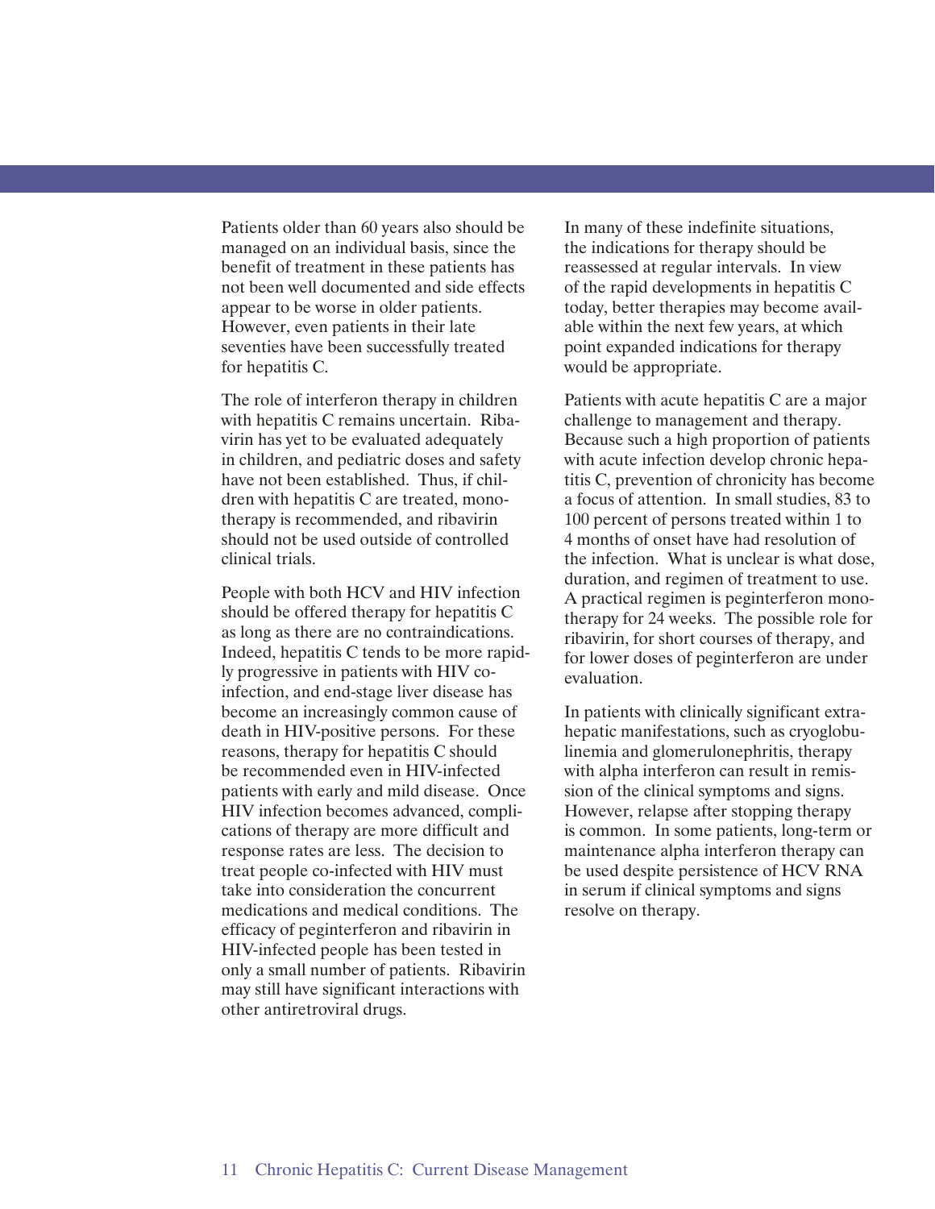Patients older than 60 years also should be managed on an individual basis, since the benefit of treatment in these patients has not been well documented and side effects appear to be worse in older patients. However, even patients in their late seventies have been successfully treated for hepatitis C.

The role of interferon therapy in children with hepatitis C remains uncertain. Ribavirin has yet to be evaluated adequately in children, and pediatric doses and safety have not been established. Thus, if children with hepatitis C are treated, monotherapy is recommended, and ribavirin should not be used outside of controlled clinical trials.

People with both HCV and HIV infection should be offered therapy for hepatitis C as long as there are no contraindications. Indeed, hepatitis C tends to be more rapidly progressive in patients with HIV co-infection, and end-stage liver disease has become an increasingly common cause of death in HIV-positive persons. For these reasons, therapy for hepatitis C should be recommended even in HIV-infected patients with early and mild disease. Once HIV infection becomes advanced, complications of therapy are more difficult and response rates are less. The decision to treat people co-infected with HIV must take into consideration the concurrent medications and medical conditions. The efficacy of peginterferon and ribavirin in HIV-infected people has been tested in only a small number of patients. Ribavirin may still have significant interactions with other antiretroviral drugs.

In many of these indefinite situations, the indications for therapy should be reassessed at regular intervals. In view of the rapid developments in hepatitis C today, better therapies may become available within the next few years, at which point expanded indications for therapy would be appropriate.

Patients with acute hepatitis C are a major challenge to management and therapy. Because such a high proportion of patients with acute infection develop chronic hepatitis C, prevention of chronicity has become a focus of attention. In small studies, 83 to 100 percent of persons treated within 1 to 4 months of onset have had resolution of the infection. What is unclear is what dose, duration, and regimen of treatment to use. A practical regimen is peginterferon monotherapy for 24 weeks. The possible role for ribavirin, for short courses of therapy, and for lower doses of peginterferon are under evaluation.

In patients with clinically significant extrahepatic manifestations, such as cryoglobulinemia and glomerulonephritis, therapy with alpha interferon can result in remission of the clinical symptoms and signs. However, relapse after stopping therapy is common. In some patients, long-term or maintenance alpha interferon therapy can be used despite persistence of HCV RNA in serum if clinical symptoms and signs resolve on therapy.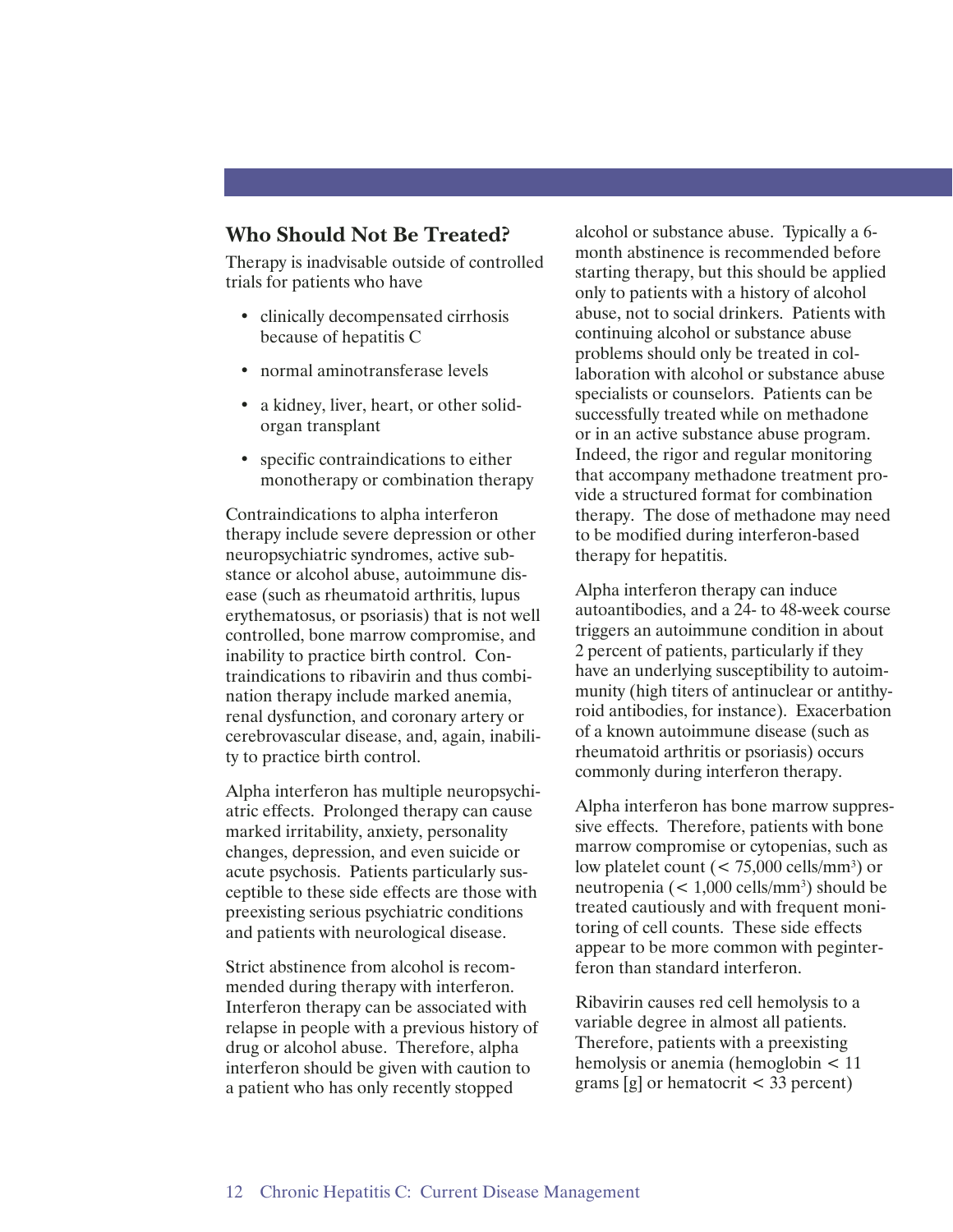## Who Should Not Be Treated?

Therapy is inadvisable outside of controlled trials for patients who have

- clinically decompensated cirrhosis because of hepatitis C
- normal aminotransferase levels
- a kidney, liver, heart, or other solid-organ transplant
- specific contraindications to either monotherapy or combination therapy

Contraindications to alpha interferon therapy include severe depression or other neuropsychiatric syndromes, active substance or alcohol abuse, autoimmune disease (such as rheumatoid arthritis, lupus erythematosus, or psoriasis) that is not well controlled, bone marrow compromise, and inability to practice birth control. Contraindications to ribavirin and thus combination therapy include marked anemia, renal dysfunction, and coronary artery or cerebrovascular disease, and, again, inability to practice birth control.

Alpha interferon has multiple neuropsychiatric effects. Prolonged therapy can cause marked irritability, anxiety, personality changes, depression, and even suicide or acute psychosis. Patients particularly susceptible to these side effects are those with preexisting serious psychiatric conditions and patients with neurological disease.

Strict abstinence from alcohol is recommended during therapy with interferon. Interferon therapy can be associated with relapse in people with a previous history of drug or alcohol abuse. Therefore, alpha interferon should be given with caution to a patient who has only recently stopped alcohol or substance abuse. Typically a 6-month abstinence is recommended before starting therapy, but this should be applied only to patients with a history of alcohol abuse, not to social drinkers. Patients with continuing alcohol or substance abuse problems should only be treated in collaboration with alcohol or substance abuse specialists or counselors. Patients can be successfully treated while on methadone or in an active substance abuse program. Indeed, the rigor and regular monitoring that accompany methadone treatment provide a structured format for combination therapy. The dose of methadone may need to be modified during interferon-based therapy for hepatitis.

Alpha interferon therapy can induce autoantibodies, and a 24- to 48-week course triggers an autoimmune condition in about 2 percent of patients, particularly if they have an underlying susceptibility to autoimmunity (high titers of antinuclear or antithyroid antibodies, for instance). Exacerbation of a known autoimmune disease (such as rheumatoid arthritis or psoriasis) occurs commonly during interferon therapy.

Alpha interferon has bone marrow suppressive effects. Therefore, patients with bone marrow compromise or cytopenias, such as low platelet count (< 75,000 cells/mm$^3$) or neutropenia (< 1,000 cells/mm$^3$) should be treated cautiously and with frequent monitoring of cell counts. These side effects appear to be more common with peginterferon than standard interferon.

Ribavirin causes red cell hemolysis to a variable degree in almost all patients. Therefore, patients with a preexisting hemolysis or anemia (hemoglobin < 11 grams [g] or hematocrit < 33 percent)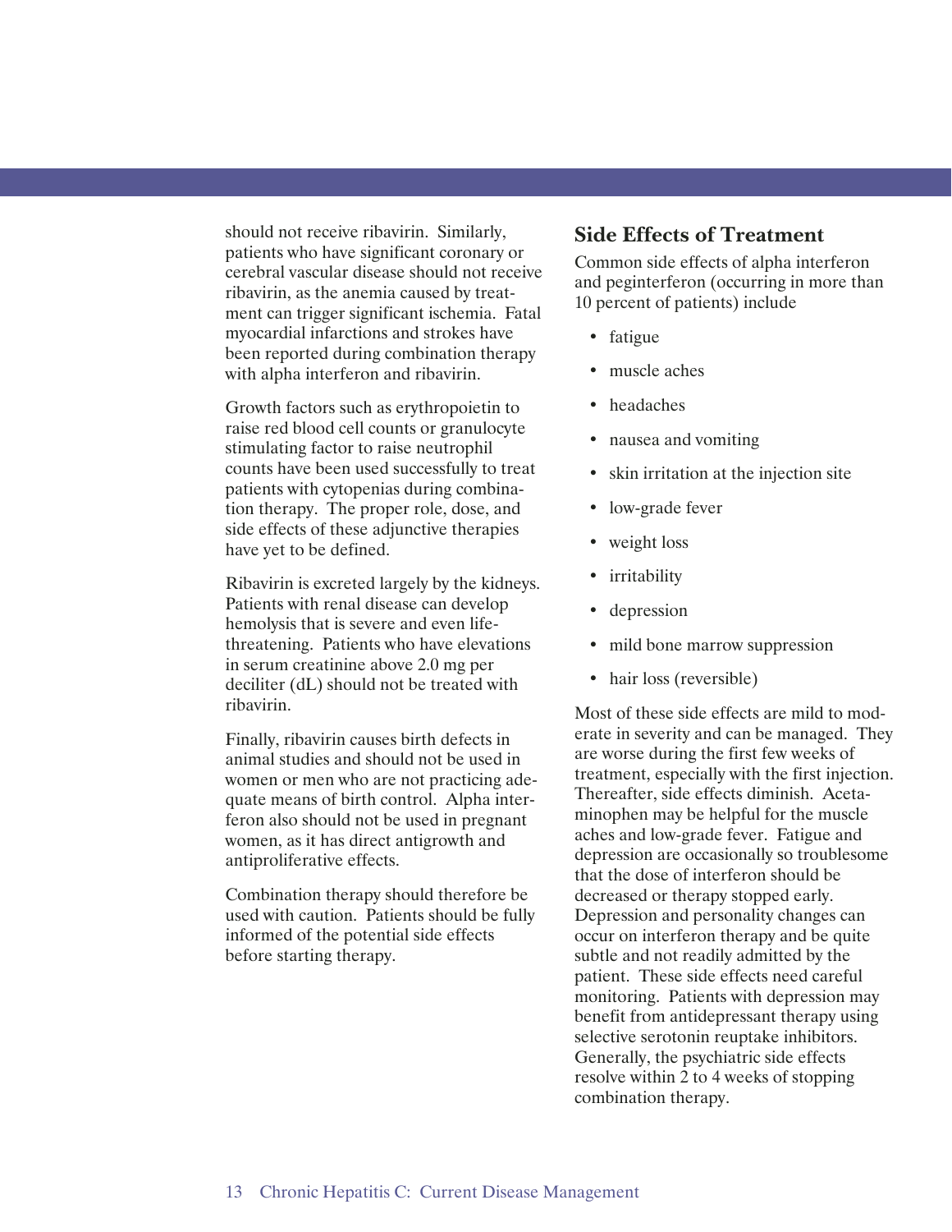should not receive ribavirin. Similarly, patients who have significant coronary or cerebral vascular disease should not receive ribavirin, as the anemia caused by treatment can trigger significant ischemia. Fatal myocardial infarctions and strokes have been reported during combination therapy with alpha interferon and ribavirin.

Growth factors such as erythropoietin to raise red blood cell counts or granulocyte stimulating factor to raise neutrophil counts have been used successfully to treat patients with cytopenias during combination therapy. The proper role, dose, and side effects of these adjunctive therapies have yet to be defined.

Ribavirin is excreted largely by the kidneys. Patients with renal disease can develop hemolysis that is severe and even life-threatening. Patients who have elevations in serum creatinine above 2.0 mg per deciliter (dL) should not be treated with ribavirin.

Finally, ribavirin causes birth defects in animal studies and should not be used in women or men who are not practicing adequate means of birth control. Alpha interferon also should not be used in pregnant women, as it has direct antigrowth and antiproliferative effects.

Combination therapy should therefore be used with caution. Patients should be fully informed of the potential side effects before starting therapy.

## Side Effects of Treatment

Common side effects of alpha interferon and peginterferon (occurring in more than 10 percent of patients) include

- fatigue
- muscle aches
- headaches
- nausea and vomiting
- skin irritation at the injection site
- low-grade fever
- weight loss
- irritability
- depression
- mild bone marrow suppression
- hair loss (reversible)

Most of these side effects are mild to moderate in severity and can be managed. They are worse during the first few weeks of treatment, especially with the first injection. Thereafter, side effects diminish. Acetaminophen may be helpful for the muscle aches and low-grade fever. Fatigue and depression are occasionally so troublesome that the dose of interferon should be decreased or therapy stopped early. Depression and personality changes can occur on interferon therapy and be quite subtle and not readily admitted by the patient. These side effects need careful monitoring. Patients with depression may benefit from antidepressant therapy using selective serotonin reuptake inhibitors. Generally, the psychiatric side effects resolve within 2 to 4 weeks of stopping combination therapy.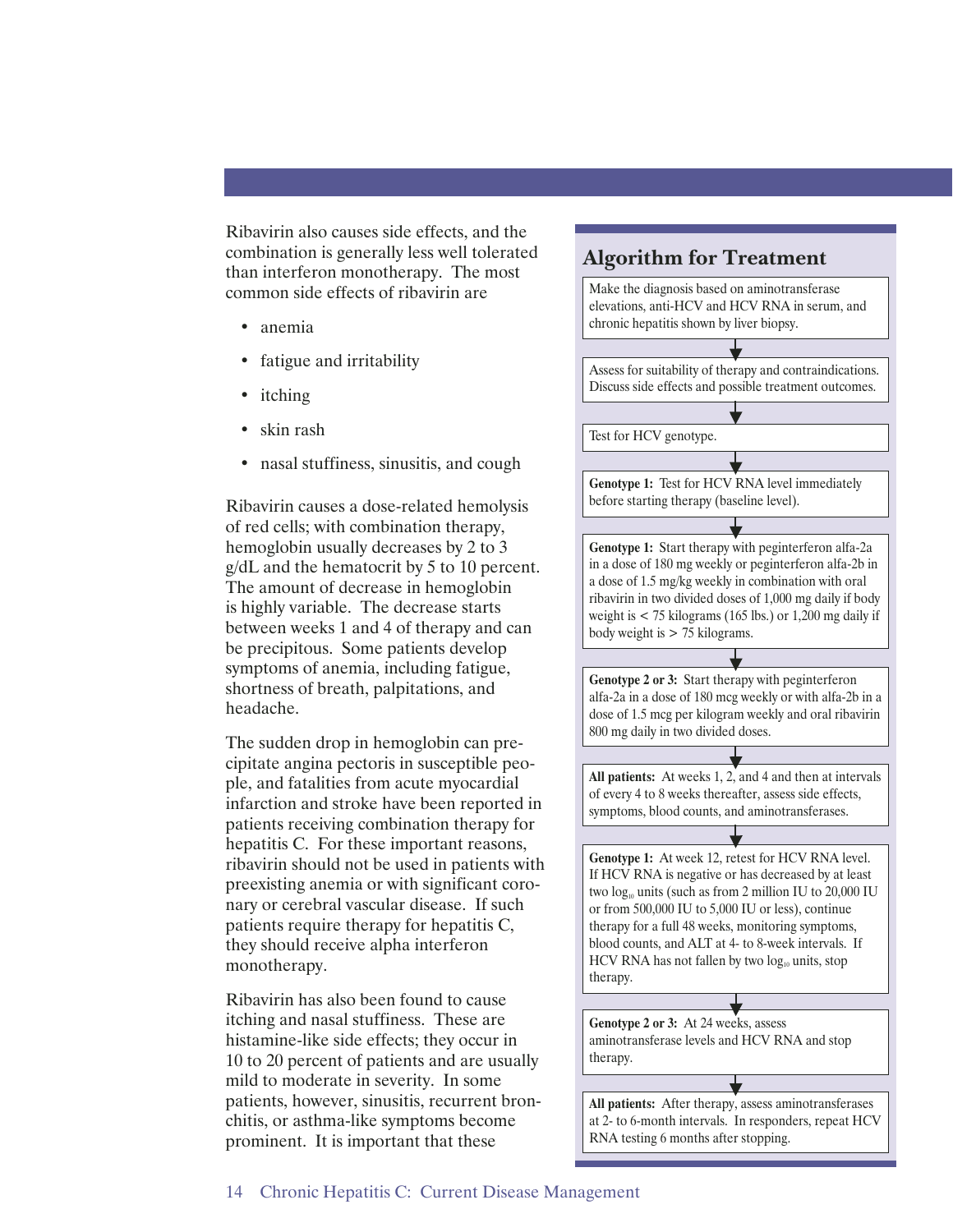Ribavirin also causes side effects, and the combination is generally less well tolerated than interferon monotherapy. The most common side effects of ribavirin are

- anemia
- fatigue and irritability
- itching
- skin rash
- nasal stuffiness, sinusitis, and cough

Ribavirin causes a dose-related hemolysis of red cells; with combination therapy, hemoglobin usually decreases by 2 to 3 g/dL and the hematocrit by 5 to 10 percent. The amount of decrease in hemoglobin is highly variable. The decrease starts between weeks 1 and 4 of therapy and can be precipitous. Some patients develop symptoms of anemia, including fatigue, shortness of breath, palpitations, and headache.

The sudden drop in hemoglobin can precipitate angina pectoris in susceptible people, and fatalities from acute myocardial infarction and stroke have been reported in patients receiving combination therapy for hepatitis C. For these important reasons, ribavirin should not be used in patients with preexisting anemia or with significant coronary or cerebral vascular disease. If such patients require therapy for hepatitis C, they should receive alpha interferon monotherapy.

Ribavirin has also been found to cause itching and nasal stuffiness. These are histamine-like side effects; they occur in 10 to 20 percent of patients and are usually mild to moderate in severity. In some patients, however, sinusitis, recurrent bronchitis, or asthma-like symptoms become prominent. It is important that these

## Algorithm for Treatment

Make the diagnosis based on aminotransferase elevations, anti-HCV and HCV RNA in serum, and chronic hepatitis shown by liver biopsy.

↓

Assess for suitability of therapy and contraindications. Discuss side effects and possible treatment outcomes.

↓

Test for HCV genotype.

↓

**Genotype 1:** Test for HCV RNA level immediately before starting therapy (baseline level).

↓

**Genotype 1:** Start therapy with peginterferon alfa-2a in a dose of 180 mg weekly or peginterferon alfa-2b in a dose of 1.5 mg/kg weekly in combination with oral ribavirin in two divided doses of 1,000 mg daily if body weight is < 75 kilograms (165 lbs.) or 1,200 mg daily if body weight is > 75 kilograms.

↓

**Genotype 2 or 3:** Start therapy with peginterferon alfa-2a in a dose of 180 mcg weekly or with alfa-2b in a dose of 1.5 mcg per kilogram weekly and oral ribavirin 800 mg daily in two divided doses.

↓

**All patients:** At weeks 1, 2, and 4 and then at intervals of every 4 to 8 weeks thereafter, assess side effects, symptoms, blood counts, and aminotransferases.

↓

**Genotype 1:** At week 12, retest for HCV RNA level. If HCV RNA is negative or has decreased by at least two $\log_{10}$ units (such as from 2 million IU to 20,000 IU or from 500,000 IU to 5,000 IU or less), continue therapy for a full 48 weeks, monitoring symptoms, blood counts, and ALT at 4- to 8-week intervals. If HCV RNA has not fallen by two $\log_{10}$ units, stop therapy.

↓

**Genotype 2 or 3:** At 24 weeks, assess aminotransferase levels and HCV RNA and stop therapy.

↓

**All patients:** After therapy, assess aminotransferases at 2- to 6-month intervals. In responders, repeat HCV RNA testing 6 months after stopping.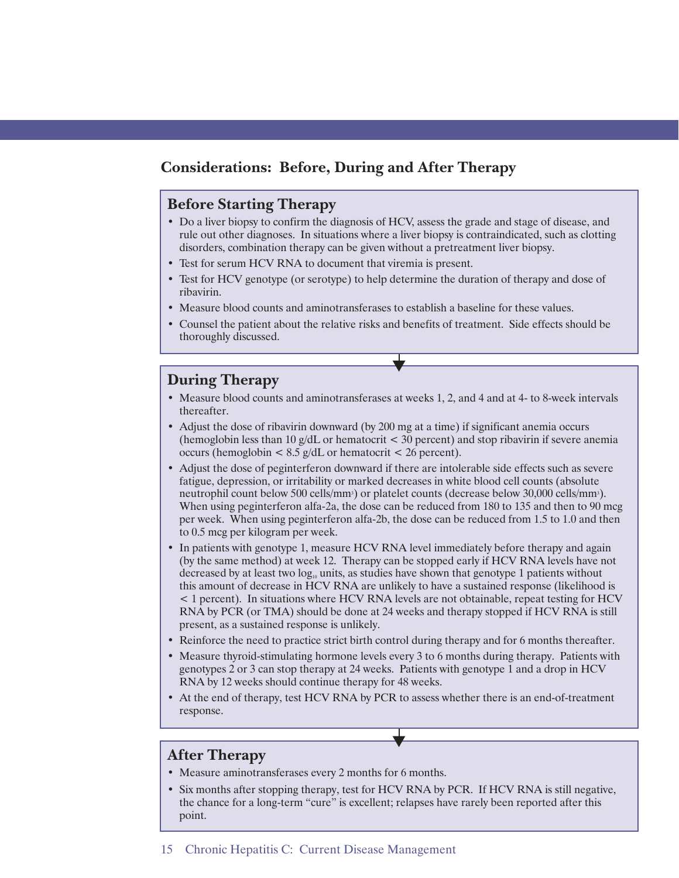## Considerations: Before, During and After Therapy

### Before Starting Therapy

- Do a liver biopsy to confirm the diagnosis of HCV, assess the grade and stage of disease, and rule out other diagnoses. In situations where a liver biopsy is contraindicated, such as clotting disorders, combination therapy can be given without a pretreatment liver biopsy.
- Test for serum HCV RNA to document that viremia is present.
- Test for HCV genotype (or serotype) to help determine the duration of therapy and dose of ribavirin.
- Measure blood counts and aminotransferases to establish a baseline for these values.
- Counsel the patient about the relative risks and benefits of treatment. Side effects should be thoroughly discussed.

### During Therapy

- Measure blood counts and aminotransferases at weeks 1, 2, and 4 and at 4- to 8-week intervals thereafter.
- Adjust the dose of ribavirin downward (by 200 mg at a time) if significant anemia occurs (hemoglobin less than 10 g/dL or hematocrit < 30 percent) and stop ribavirin if severe anemia occurs (hemoglobin < 8.5 g/dL or hematocrit < 26 percent).
- Adjust the dose of peginterferon downward if there are intolerable side effects such as severe fatigue, depression, or irritability or marked decreases in white blood cell counts (absolute neutrophil count below 500 cells/$mm^3$) or platelet counts (decrease below 30,000 cells/$mm^3$). When using peginterferon alfa-2a, the dose can be reduced from 180 to 135 and then to 90 mcg per week. When using peginterferon alfa-2b, the dose can be reduced from 1.5 to 1.0 and then to 0.5 mcg per kilogram per week.
- In patients with genotype 1, measure HCV RNA level immediately before therapy and again (by the same method) at week 12. Therapy can be stopped early if HCV RNA levels have not decreased by at least two $\log_{10}$ units, as studies have shown that genotype 1 patients without this amount of decrease in HCV RNA are unlikely to have a sustained response (likelihood is < 1 percent). In situations where HCV RNA levels are not obtainable, repeat testing for HCV RNA by PCR (or TMA) should be done at 24 weeks and therapy stopped if HCV RNA is still present, as a sustained response is unlikely.
- Reinforce the need to practice strict birth control during therapy and for 6 months thereafter.
- Measure thyroid-stimulating hormone levels every 3 to 6 months during therapy. Patients with genotypes 2 or 3 can stop therapy at 24 weeks. Patients with genotype 1 and a drop in HCV RNA by 12 weeks should continue therapy for 48 weeks.
- At the end of therapy, test HCV RNA by PCR to assess whether there is an end-of-treatment response.

### After Therapy

- Measure aminotransferases every 2 months for 6 months.
- Six months after stopping therapy, test for HCV RNA by PCR. If HCV RNA is still negative, the chance for a long-term "cure" is excellent; relapses have rarely been reported after this point.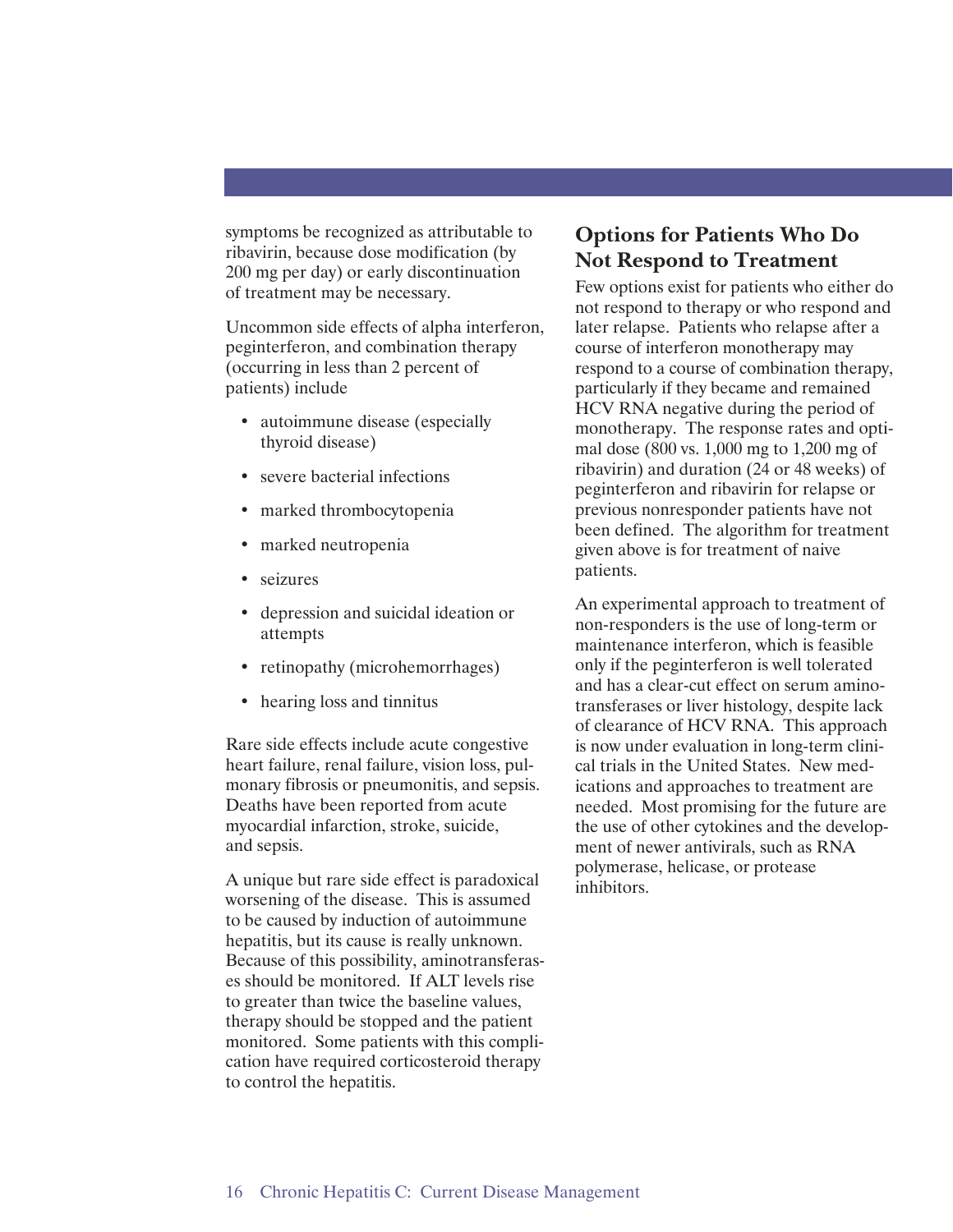symptoms be recognized as attributable to ribavirin, because dose modification (by 200 mg per day) or early discontinuation of treatment may be necessary.

Uncommon side effects of alpha interferon, peginterferon, and combination therapy (occurring in less than 2 percent of patients) include

- autoimmune disease (especially thyroid disease)
- severe bacterial infections
- marked thrombocytopenia
- marked neutropenia
- seizures
- depression and suicidal ideation or attempts
- retinopathy (microhemorrhages)
- hearing loss and tinnitus

Rare side effects include acute congestive heart failure, renal failure, vision loss, pulmonary fibrosis or pneumonitis, and sepsis. Deaths have been reported from acute myocardial infarction, stroke, suicide, and sepsis.

A unique but rare side effect is paradoxical worsening of the disease. This is assumed to be caused by induction of autoimmune hepatitis, but its cause is really unknown. Because of this possibility, aminotransferases should be monitored. If ALT levels rise to greater than twice the baseline values, therapy should be stopped and the patient monitored. Some patients with this complication have required corticosteroid therapy to control the hepatitis.

## Options for Patients Who Do Not Respond to Treatment

Few options exist for patients who either do not respond to therapy or who respond and later relapse. Patients who relapse after a course of interferon monotherapy may respond to a course of combination therapy, particularly if they became and remained HCV RNA negative during the period of monotherapy. The response rates and optimal dose (800 vs. 1,000 mg to 1,200 mg of ribavirin) and duration (24 or 48 weeks) of peginterferon and ribavirin for relapse or previous nonresponder patients have not been defined. The algorithm for treatment given above is for treatment of naive patients.

An experimental approach to treatment of non-responders is the use of long-term or maintenance interferon, which is feasible only if the peginterferon is well tolerated and has a clear-cut effect on serum aminotransferases or liver histology, despite lack of clearance of HCV RNA. This approach is now under evaluation in long-term clinical trials in the United States. New medications and approaches to treatment are needed. Most promising for the future are the use of other cytokines and the development of newer antivirals, such as RNA polymerase, helicase, or protease inhibitors.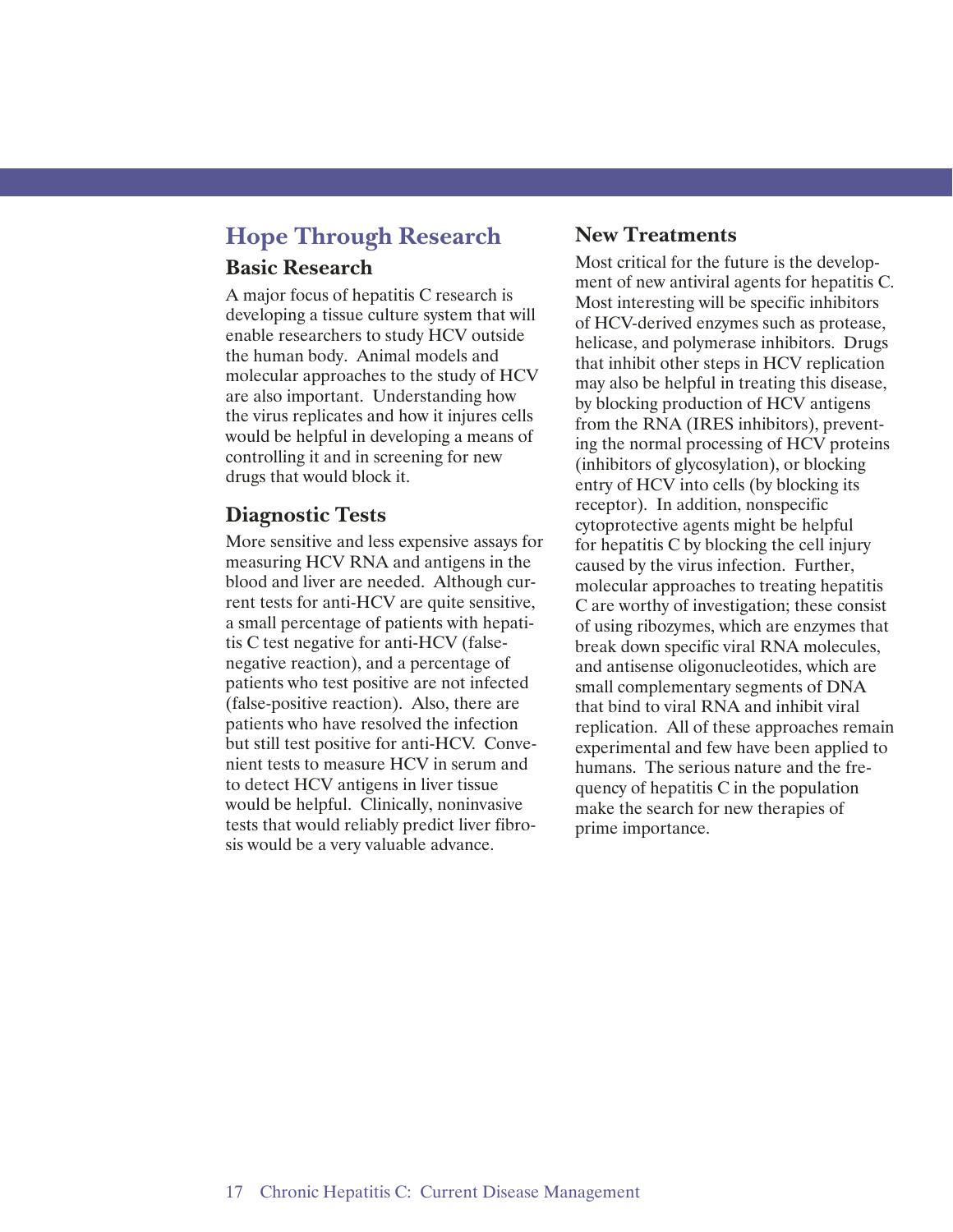## Hope Through Research

### Basic Research

A major focus of hepatitis C research is developing a tissue culture system that will enable researchers to study HCV outside the human body. Animal models and molecular approaches to the study of HCV are also important. Understanding how the virus replicates and how it injures cells would be helpful in developing a means of controlling it and in screening for new drugs that would block it.

### Diagnostic Tests

More sensitive and less expensive assays for measuring HCV RNA and antigens in the blood and liver are needed. Although current tests for anti-HCV are quite sensitive, a small percentage of patients with hepatitis C test negative for anti-HCV (false-negative reaction), and a percentage of patients who test positive are not infected (false-positive reaction). Also, there are patients who have resolved the infection but still test positive for anti-HCV. Convenient tests to measure HCV in serum and to detect HCV antigens in liver tissue would be helpful. Clinically, noninvasive tests that would reliably predict liver fibrosis would be a very valuable advance.

### New Treatments

Most critical for the future is the development of new antiviral agents for hepatitis C. Most interesting will be specific inhibitors of HCV-derived enzymes such as protease, helicase, and polymerase inhibitors. Drugs that inhibit other steps in HCV replication may also be helpful in treating this disease, by blocking production of HCV antigens from the RNA (IRES inhibitors), preventing the normal processing of HCV proteins (inhibitors of glycosylation), or blocking entry of HCV into cells (by blocking its receptor). In addition, nonspecific cytoprotective agents might be helpful for hepatitis C by blocking the cell injury caused by the virus infection. Further, molecular approaches to treating hepatitis C are worthy of investigation; these consist of using ribozymes, which are enzymes that break down specific viral RNA molecules, and antisense oligonucleotides, which are small complementary segments of DNA that bind to viral RNA and inhibit viral replication. All of these approaches remain experimental and few have been applied to humans. The serious nature and the frequency of hepatitis C in the population make the search for new therapies of prime importance.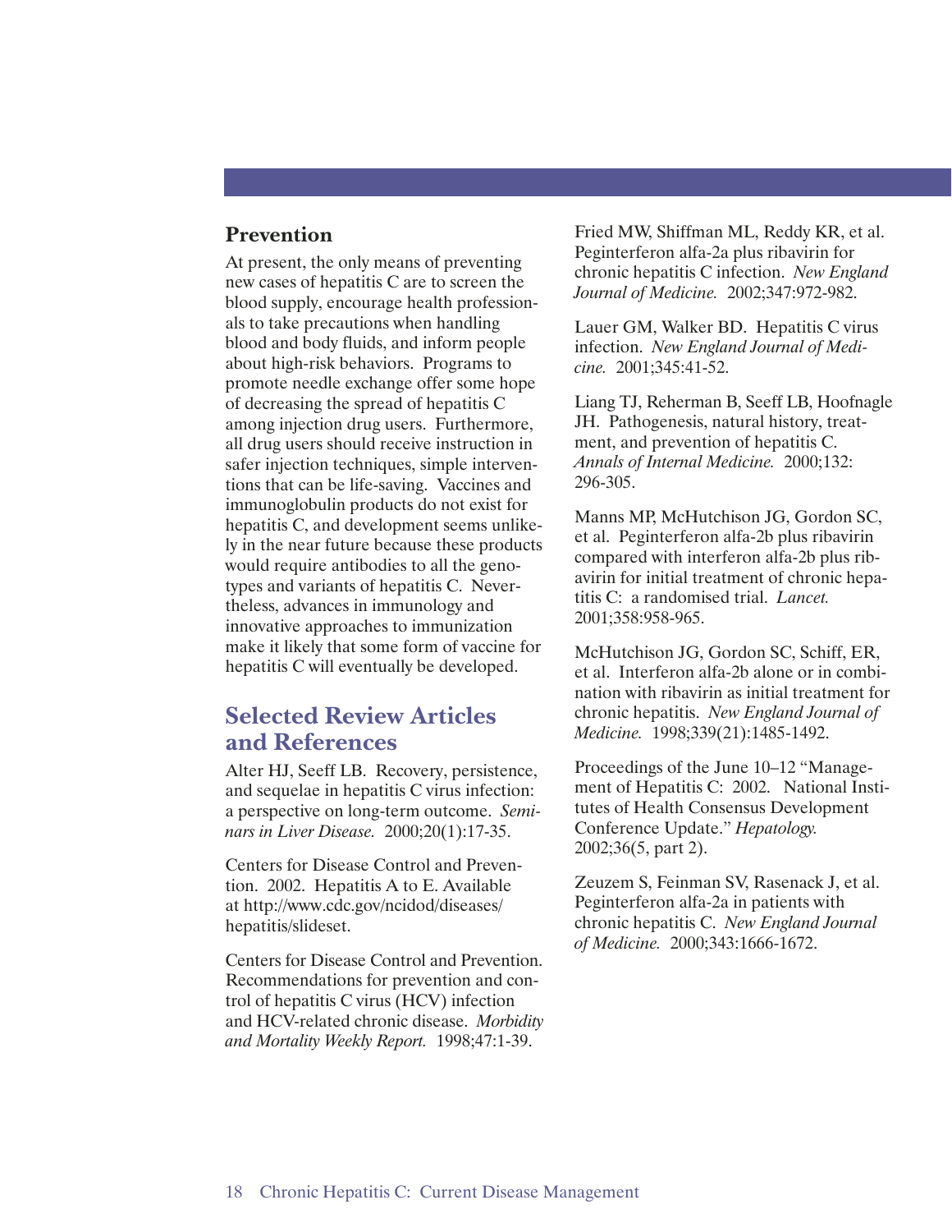## Prevention

At present, the only means of preventing new cases of hepatitis C are to screen the blood supply, encourage health professionals to take precautions when handling blood and body fluids, and inform people about high-risk behaviors. Programs to promote needle exchange offer some hope of decreasing the spread of hepatitis C among injection drug users. Furthermore, all drug users should receive instruction in safer injection techniques, simple interventions that can be life-saving. Vaccines and immunoglobulin products do not exist for hepatitis C, and development seems unlikely in the near future because these products would require antibodies to all the genotypes and variants of hepatitis C. Nevertheless, advances in immunology and innovative approaches to immunization make it likely that some form of vaccine for hepatitis C will eventually be developed.

## Selected Review Articles and References

Alter HJ, Seeff LB. Recovery, persistence, and sequelae in hepatitis C virus infection: a perspective on long-term outcome. *Seminars in Liver Disease.* 2000;20(1):17-35.

Centers for Disease Control and Prevention. 2002. Hepatitis A to E. Available at http://www.cdc.gov/ncidod/diseases/hepatitis/slideset.

Centers for Disease Control and Prevention. Recommendations for prevention and control of hepatitis C virus (HCV) infection and HCV-related chronic disease. *Morbidity and Mortality Weekly Report.* 1998;47:1-39.

Fried MW, Shiffman ML, Reddy KR, et al. Peginterferon alfa-2a plus ribavirin for chronic hepatitis C infection. *New England Journal of Medicine.* 2002;347:972-982.

Lauer GM, Walker BD. Hepatitis C virus infection. *New England Journal of Medicine.* 2001;345:41-52.

Liang TJ, Reherman B, Seeff LB, Hoofnagle JH. Pathogenesis, natural history, treatment, and prevention of hepatitis C. *Annals of Internal Medicine.* 2000;132: 296-305.

Manns MP, McHutchison JG, Gordon SC, et al. Peginterferon alfa-2b plus ribavirin compared with interferon alfa-2b plus ribavirin for initial treatment of chronic hepatitis C: a randomised trial. *Lancet.* 2001;358:958-965.

McHutchison JG, Gordon SC, Schiff, ER, et al. Interferon alfa-2b alone or in combination with ribavirin as initial treatment for chronic hepatitis. *New England Journal of Medicine.* 1998;339(21):1485-1492.

Proceedings of the June 10–12 "Management of Hepatitis C: 2002. National Institutes of Health Consensus Development Conference Update." *Hepatology.* 2002;36(5, part 2).

Zeuzem S, Feinman SV, Rasenack J, et al. Peginterferon alfa-2a in patients with chronic hepatitis C. *New England Journal of Medicine.* 2000;343:1666-1672.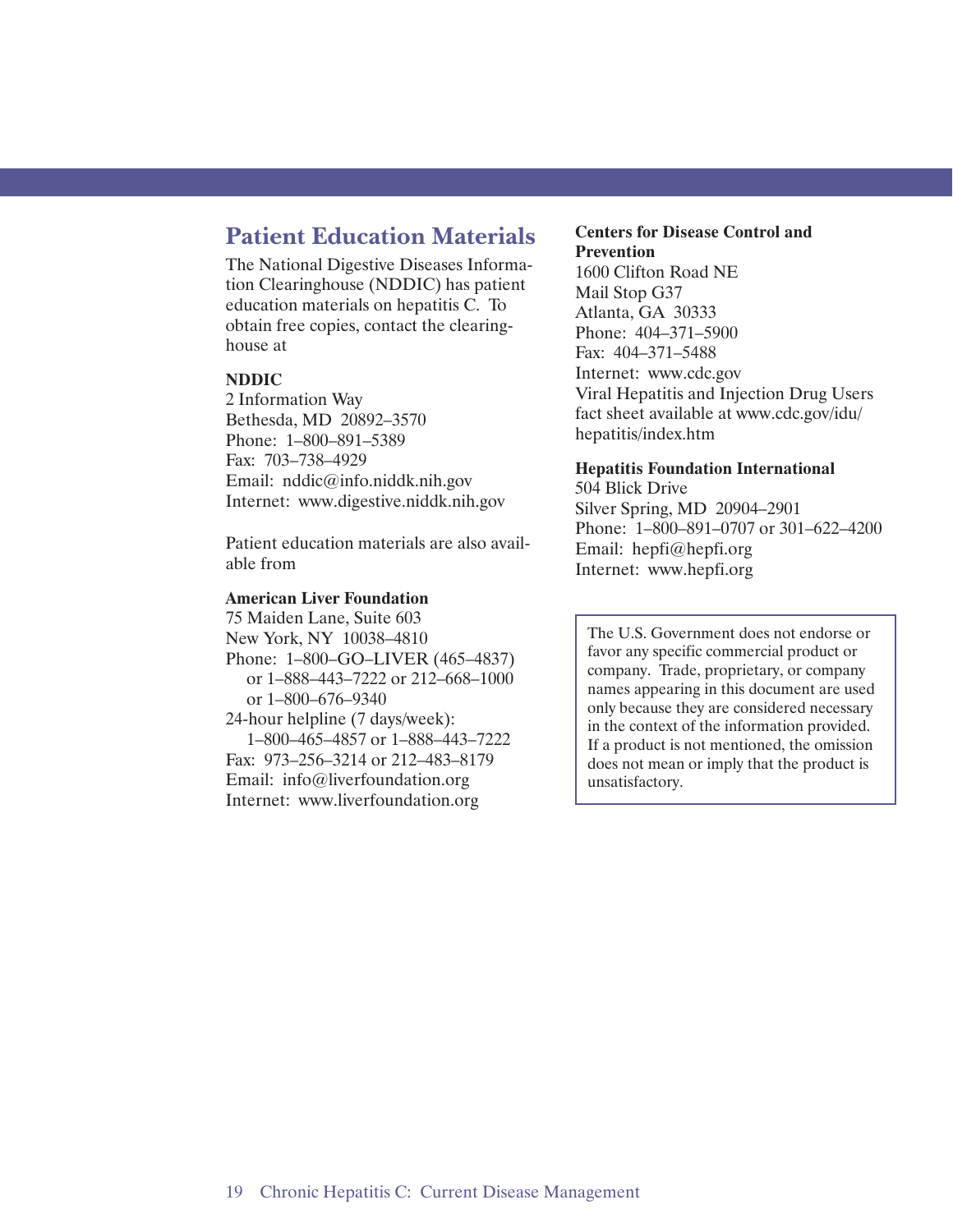## Patient Education Materials

The National Digestive Diseases Information Clearinghouse (NDDIC) has patient education materials on hepatitis C. To obtain free copies, contact the clearinghouse at

**NDDIC**
2 Information Way
Bethesda, MD 20892–3570
Phone: 1–800–891–5389
Fax: 703–738–4929
Email: nddic@info.niddk.nih.gov
Internet: www.digestive.niddk.nih.gov

Patient education materials are also available from

**American Liver Foundation**
75 Maiden Lane, Suite 603
New York, NY 10038–4810
Phone: 1–800–GO–LIVER (465–4837)
or 1–888–443–7222 or 212–668–1000
or 1–800–676–9340
24-hour helpline (7 days/week):
1–800–465–4857 or 1–888–443–7222
Fax: 973–256–3214 or 212–483–8179
Email: info@liverfoundation.org
Internet: www.liverfoundation.org

**Centers for Disease Control and Prevention**
1600 Clifton Road NE
Mail Stop G37
Atlanta, GA 30333
Phone: 404–371–5900
Fax: 404–371–5488
Internet: www.cdc.gov
Viral Hepatitis and Injection Drug Users fact sheet available at www.cdc.gov/idu/hepatitis/index.htm

**Hepatitis Foundation International**
504 Blick Drive
Silver Spring, MD 20904–2901
Phone: 1–800–891–0707 or 301–622–4200
Email: hepfi@hepfi.org
Internet: www.hepfi.org

The U.S. Government does not endorse or favor any specific commercial product or company. Trade, proprietary, or company names appearing in this document are used only because they are considered necessary in the context of the information provided. If a product is not mentioned, the omission does not mean or imply that the product is unsatisfactory.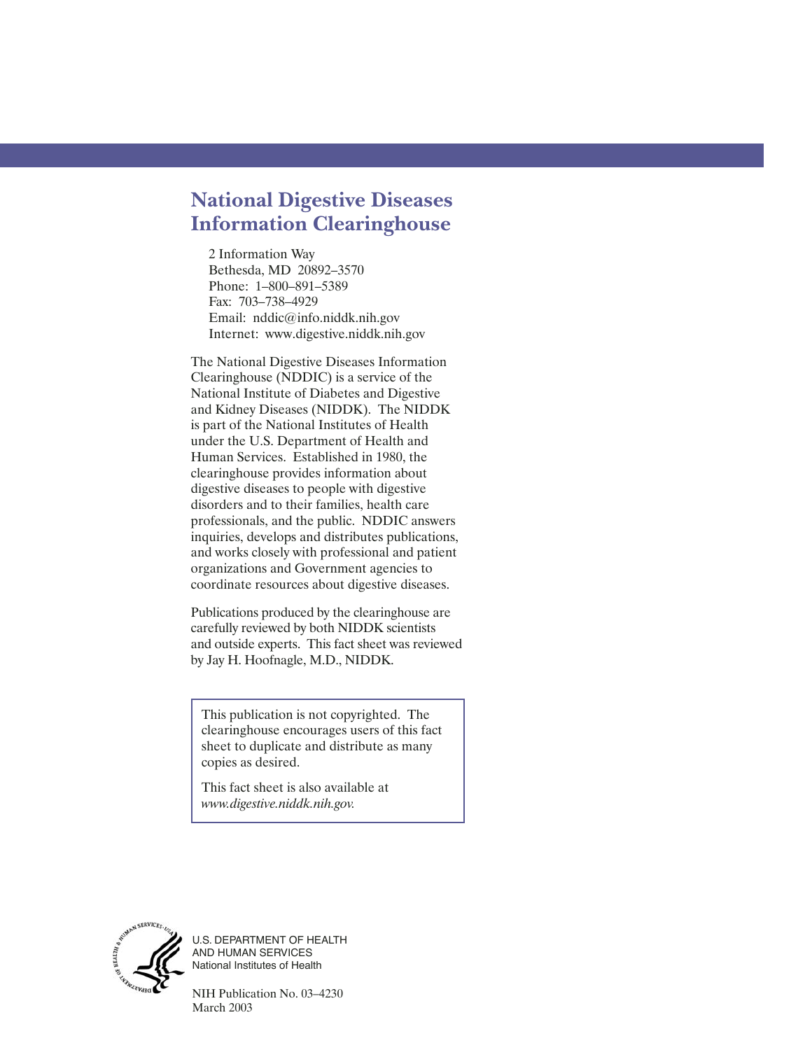## National Digestive Diseases Information Clearinghouse

2 Information Way
Bethesda, MD 20892–3570
Phone: 1–800–891–5389
Fax: 703–738–4929
Email: nddic@info.niddk.nih.gov
Internet: www.digestive.niddk.nih.gov

The National Digestive Diseases Information Clearinghouse (NDDIC) is a service of the National Institute of Diabetes and Digestive and Kidney Diseases (NIDDK). The NIDDK is part of the National Institutes of Health under the U.S. Department of Health and Human Services. Established in 1980, the clearinghouse provides information about digestive diseases to people with digestive disorders and to their families, health care professionals, and the public. NDDIC answers inquiries, develops and distributes publications, and works closely with professional and patient organizations and Government agencies to coordinate resources about digestive diseases.

Publications produced by the clearinghouse are carefully reviewed by both NIDDK scientists and outside experts. This fact sheet was reviewed by Jay H. Hoofnagle, M.D., NIDDK.

This publication is not copyrighted. The clearinghouse encourages users of this fact sheet to duplicate and distribute as many copies as desired.

This fact sheet is also available at *www.digestive.niddk.nih.gov.*

U.S. DEPARTMENT OF HEALTH AND HUMAN SERVICES
National Institutes of Health

NIH Publication No. 03–4230
March 2003